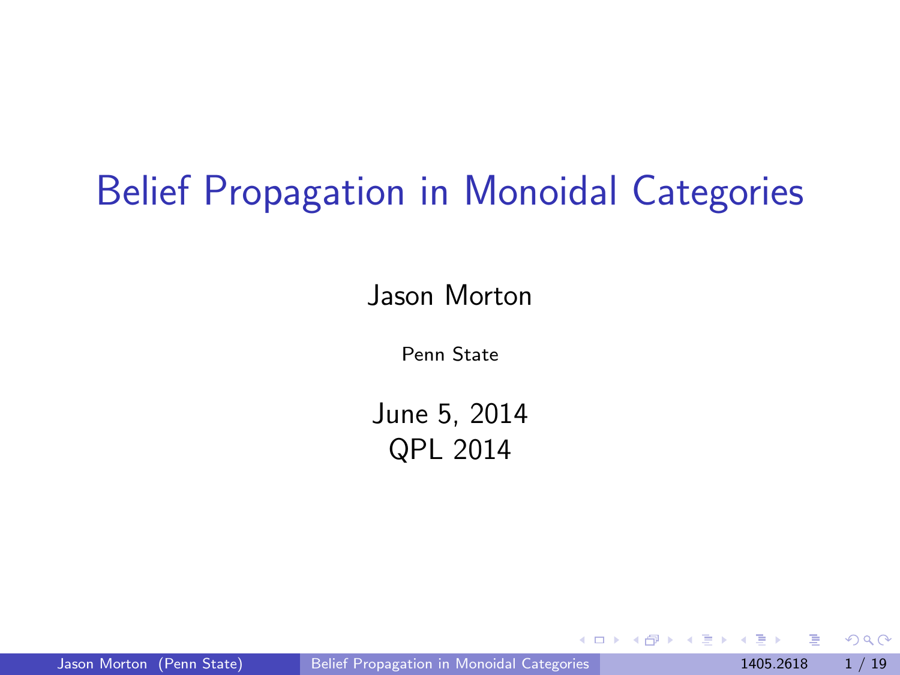# Belief Propagation in Monoidal Categories

Jason Morton

Penn State

June 5, 2014
QPL 2014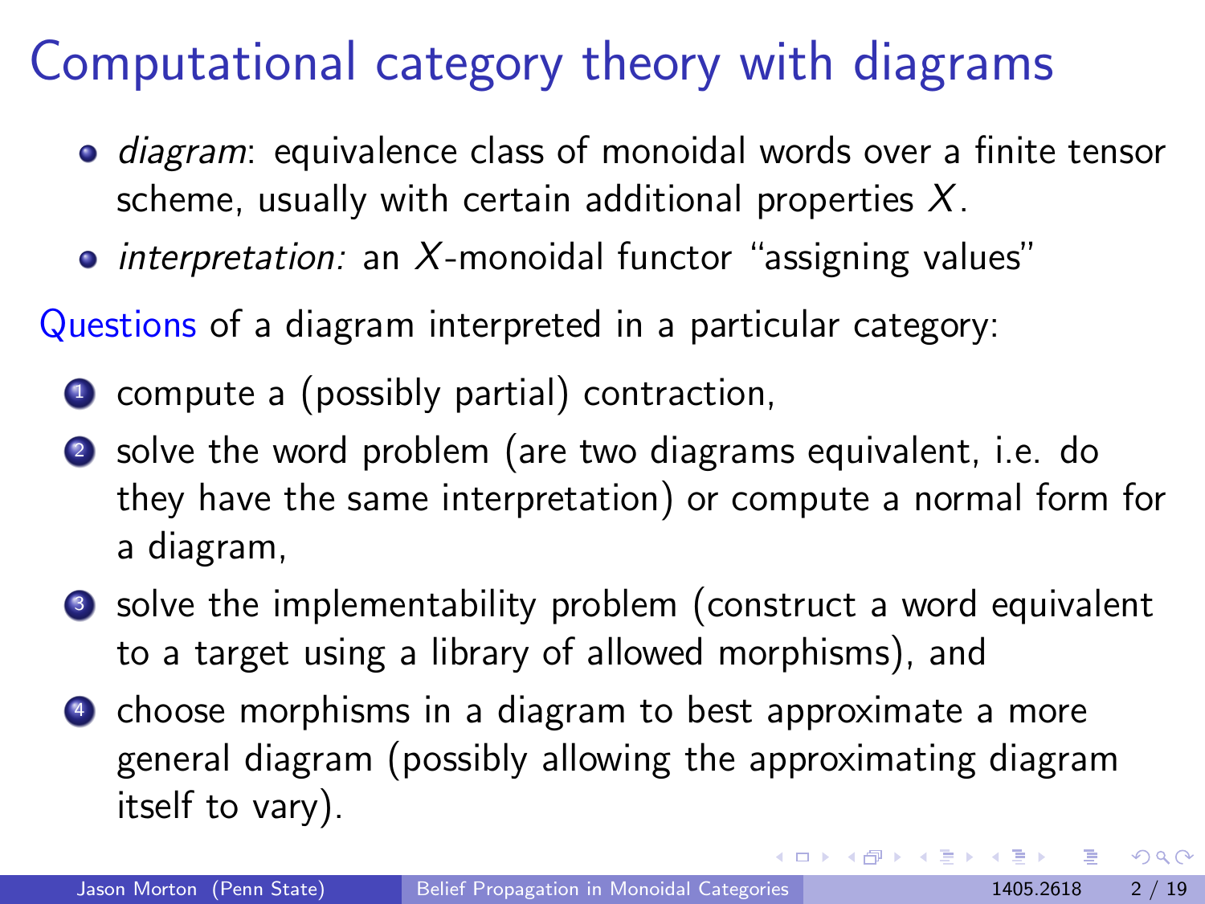# Computational category theory with diagrams

- *diagram*: equivalence class of monoidal words over a finite tensor scheme, usually with certain additional properties $X$.
- *interpretation:* an $X$-monoidal functor "assigning values"

Questions of a diagram interpreted in a particular category:

1. compute a (possibly partial) contraction,
2. solve the word problem (are two diagrams equivalent, i.e. do they have the same interpretation) or compute a normal form for a diagram,
3. solve the implementability problem (construct a word equivalent to a target using a library of allowed morphisms), and
4. choose morphisms in a diagram to best approximate a more general diagram (possibly allowing the approximating diagram itself to vary).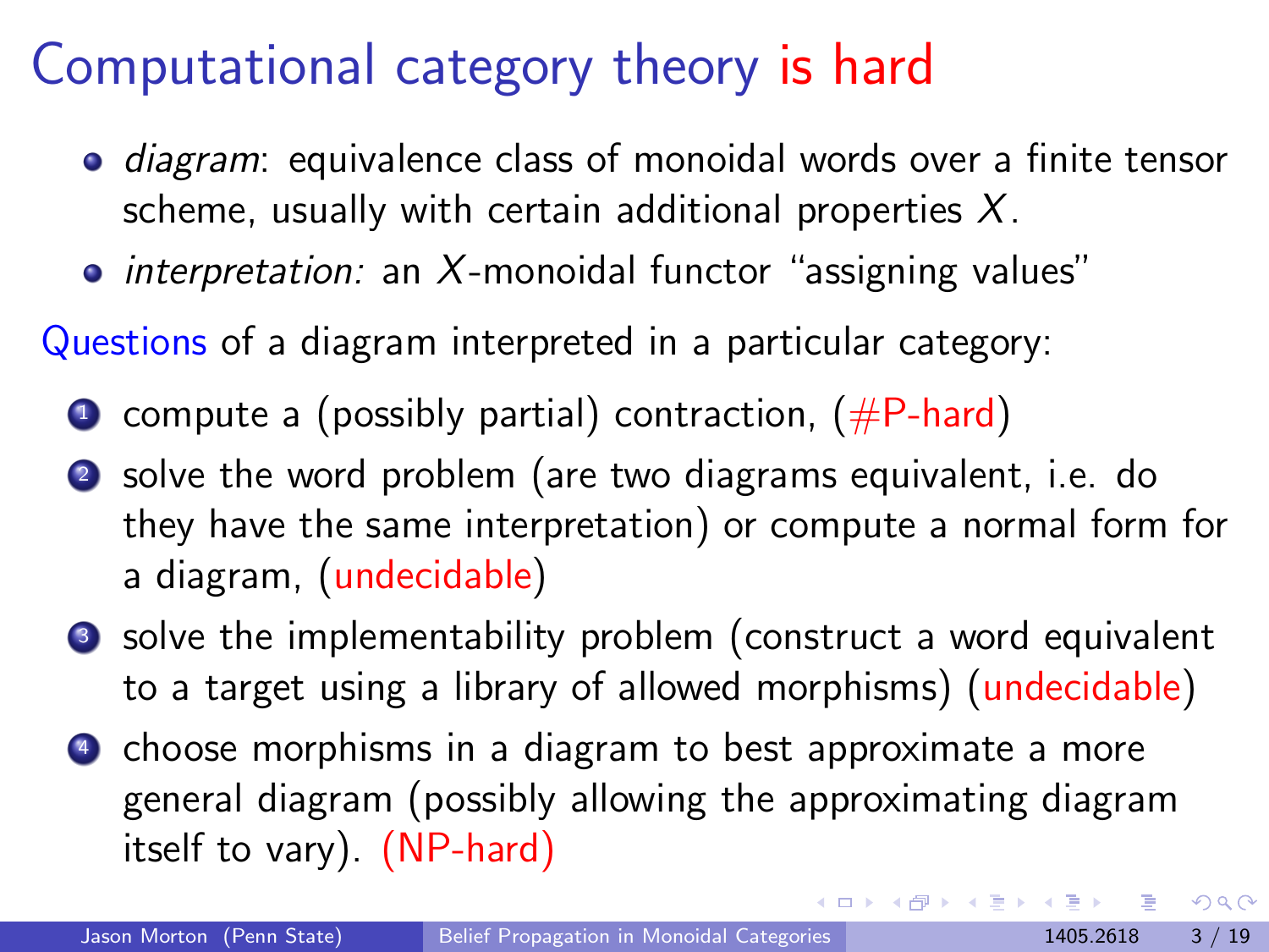# Computational category theory is hard

- *diagram*: equivalence class of monoidal words over a finite tensor scheme, usually with certain additional properties $X$.
- *interpretation:* an $X$-monoidal functor "assigning values"

Questions of a diagram interpreted in a particular category:

1. compute a (possibly partial) contraction, (#P-hard)
2. solve the word problem (are two diagrams equivalent, i.e. do they have the same interpretation) or compute a normal form for a diagram, (undecidable)
3. solve the implementability problem (construct a word equivalent to a target using a library of allowed morphisms) (undecidable)
4. choose morphisms in a diagram to best approximate a more general diagram (possibly allowing the approximating diagram itself to vary). (NP-hard)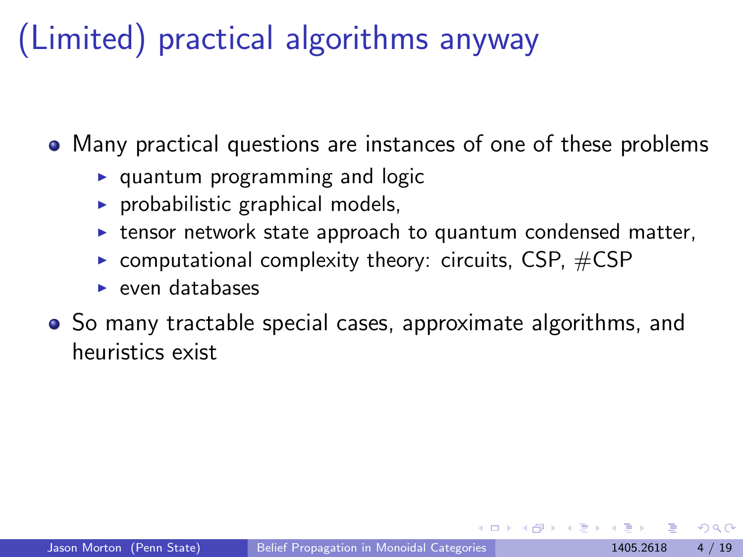# (Limited) practical algorithms anyway

- Many practical questions are instances of one of these problems
  - quantum programming and logic
  - probabilistic graphical models,
  - tensor network state approach to quantum condensed matter,
  - computational complexity theory: circuits, CSP, #CSP
  - even databases
- So many tractable special cases, approximate algorithms, and heuristics exist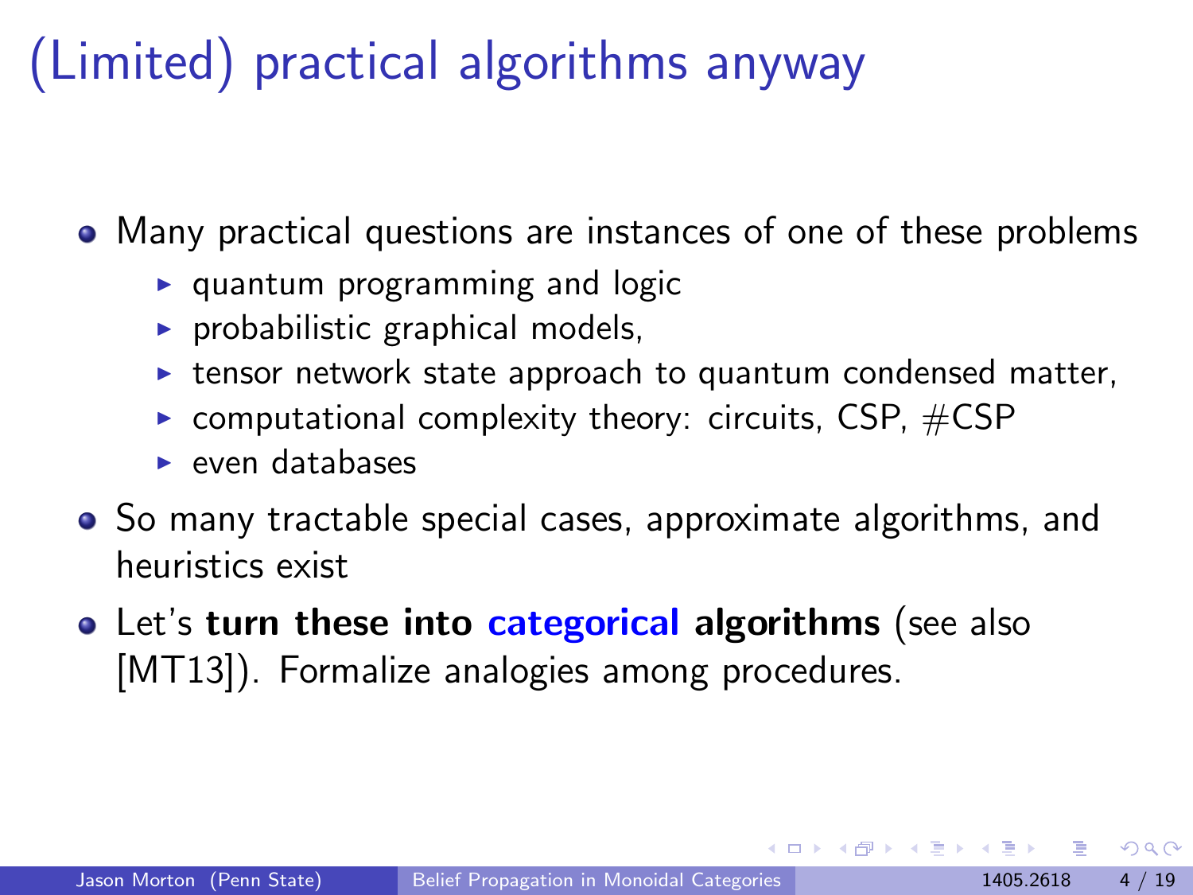# (Limited) practical algorithms anyway

- Many practical questions are instances of one of these problems
  - quantum programming and logic
  - probabilistic graphical models,
  - tensor network state approach to quantum condensed matter,
  - computational complexity theory: circuits, CSP, #CSP
  - even databases
- So many tractable special cases, approximate algorithms, and heuristics exist
- Let's **turn these into categorical algorithms** (see also [MT13]). Formalize analogies among procedures.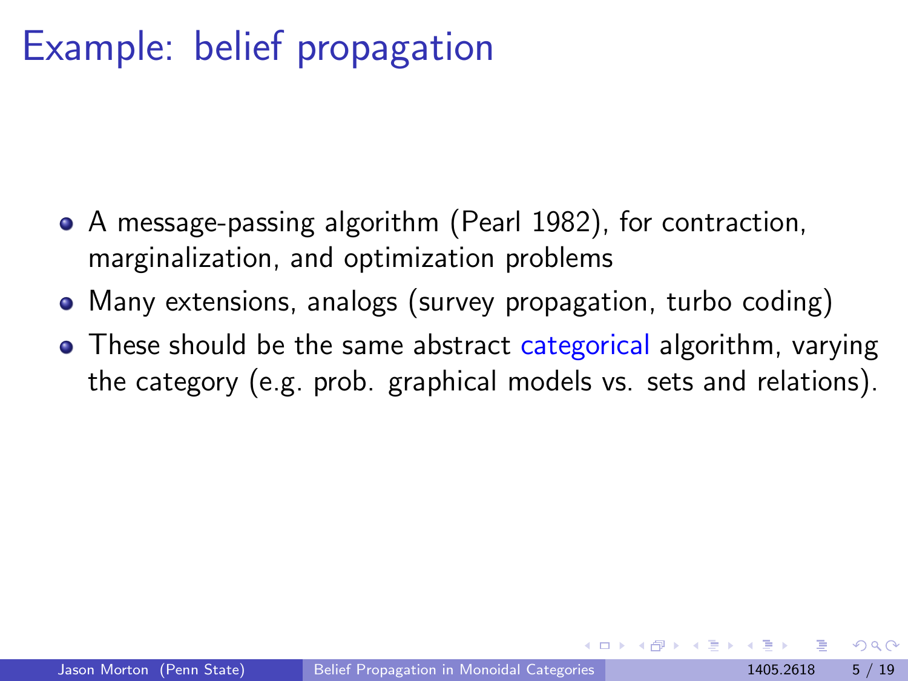# Example: belief propagation

- A message-passing algorithm (Pearl 1982), for contraction, marginalization, and optimization problems
- Many extensions, analogs (survey propagation, turbo coding)
- These should be the same abstract categorical algorithm, varying the category (e.g. prob. graphical models vs. sets and relations).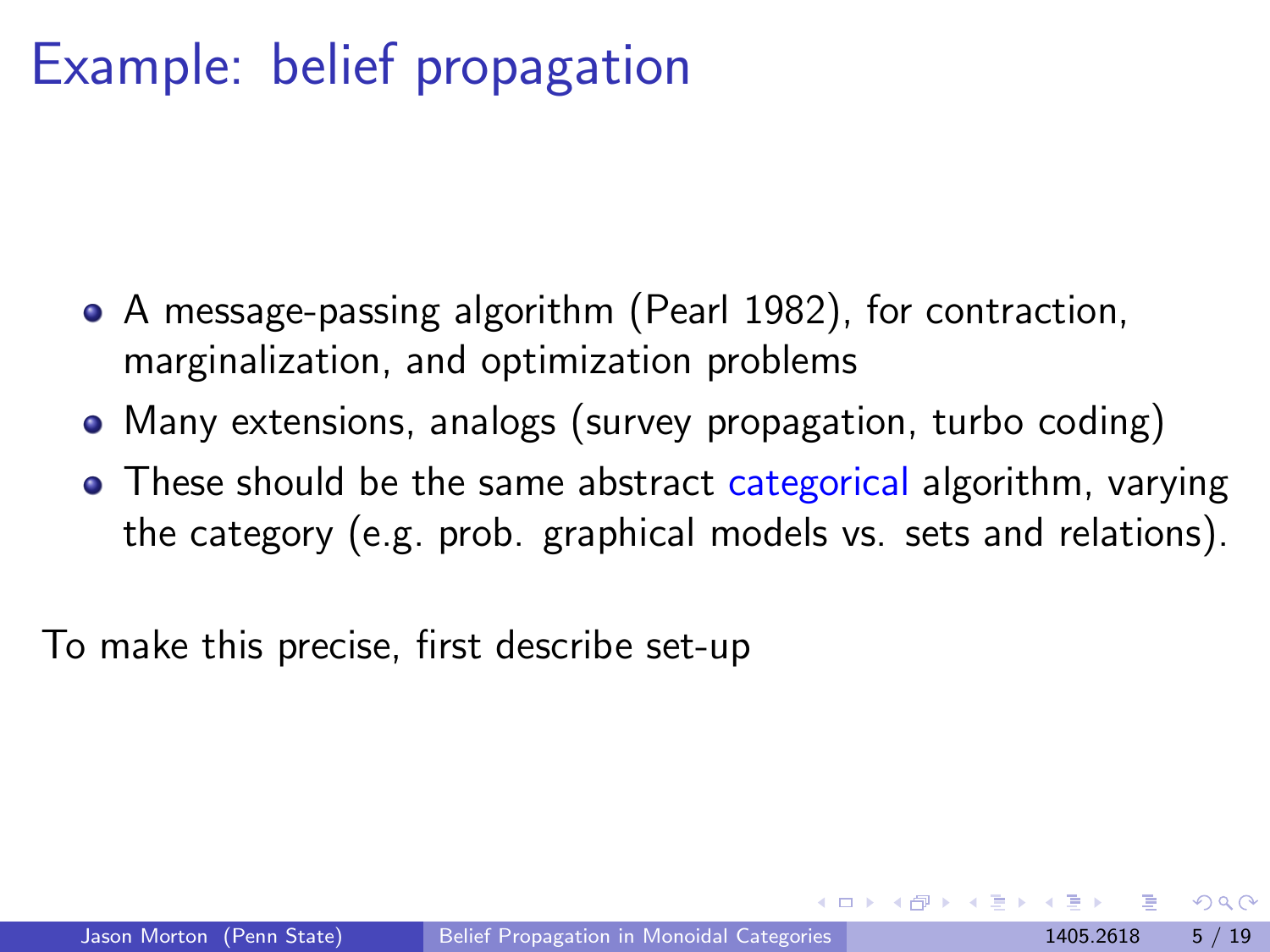# Example: belief propagation

- A message-passing algorithm (Pearl 1982), for contraction, marginalization, and optimization problems
- Many extensions, analogs (survey propagation, turbo coding)
- These should be the same abstract categorical algorithm, varying the category (e.g. prob. graphical models vs. sets and relations).

To make this precise, first describe set-up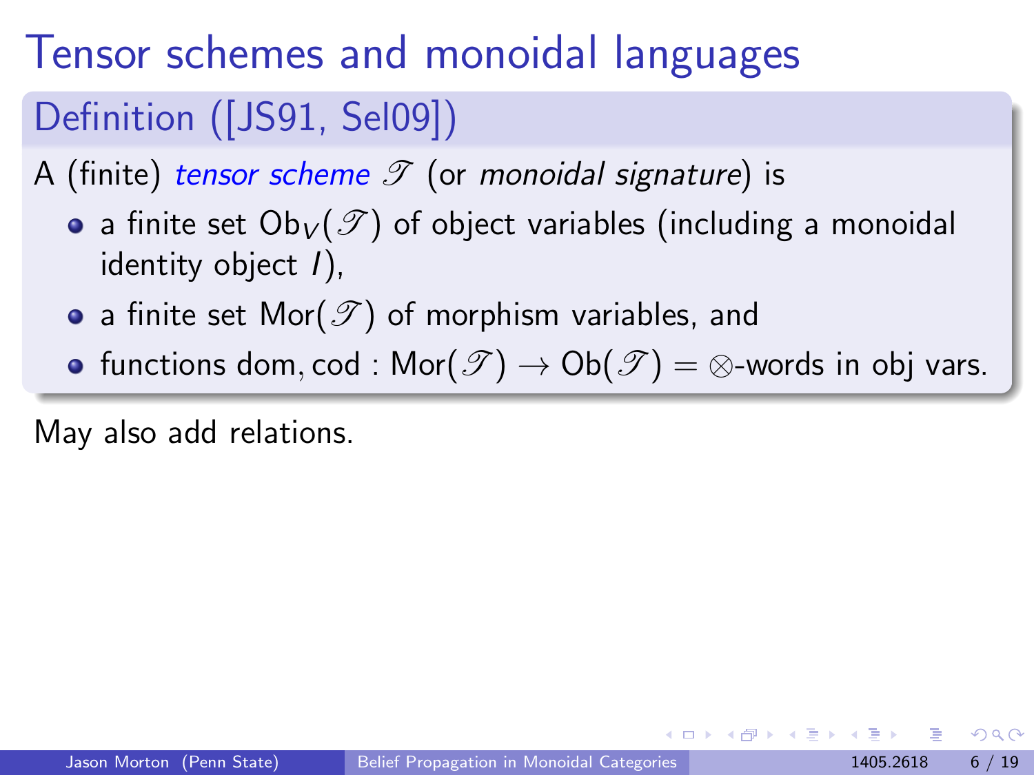# Tensor schemes and monoidal languages

## Definition ([JS91, Sel09])

A (finite) *tensor scheme* $\mathscr{T}$ (or *monoidal signature*) is

- a finite set $\mathrm{Ob}_V(\mathscr{T})$ of object variables (including a monoidal identity object $I$),
- a finite set $\mathrm{Mor}(\mathscr{T})$ of morphism variables, and
- functions $\mathrm{dom}, \mathrm{cod} : \mathrm{Mor}(\mathscr{T}) \to \mathrm{Ob}(\mathscr{T}) =$ $\otimes$-words in obj vars.

May also add relations.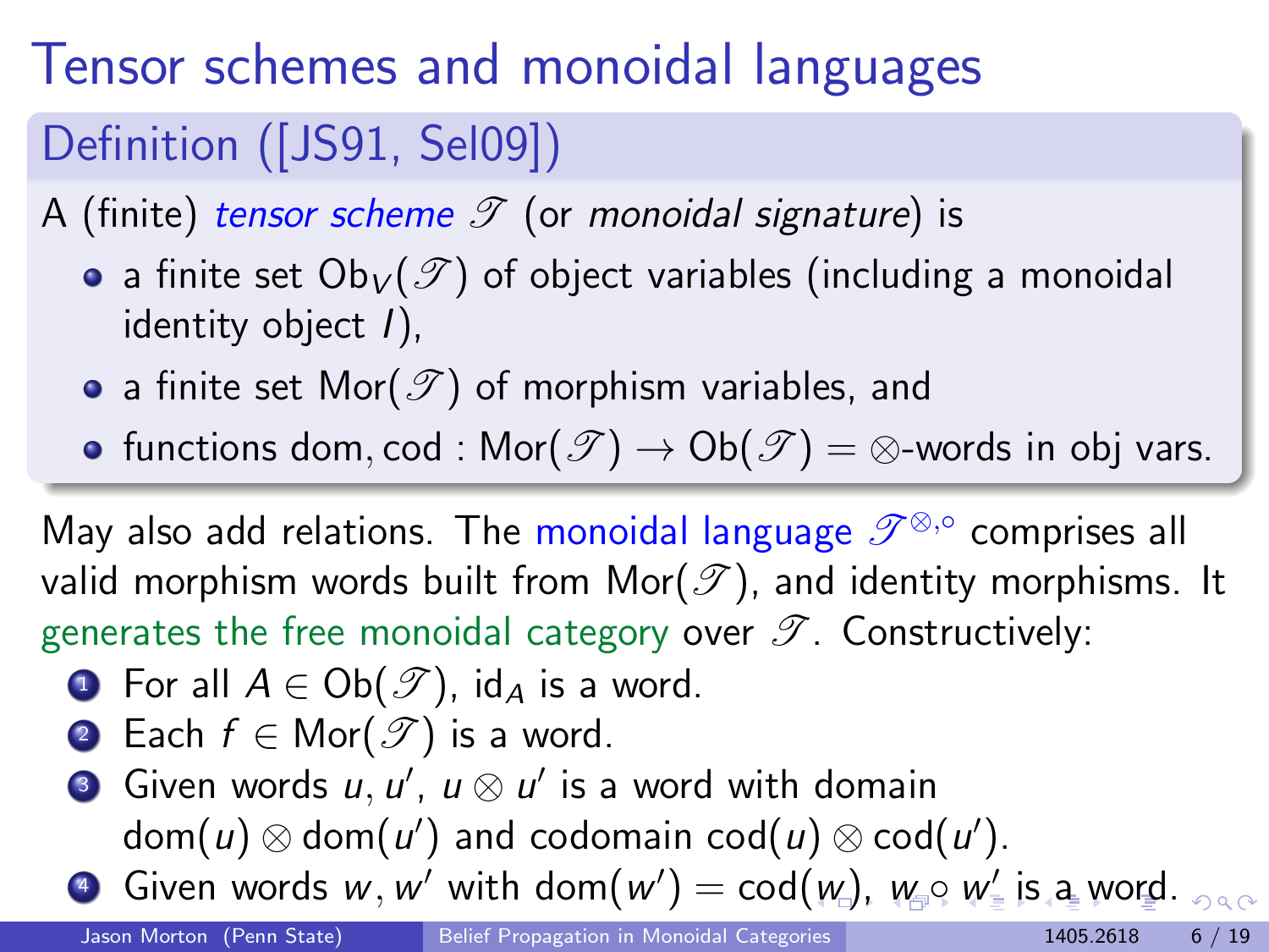# Tensor schemes and monoidal languages

## Definition ([JS91, Sel09])

A (finite) *tensor scheme* $\mathscr{T}$ (or *monoidal signature*) is

- a finite set $\text{Ob}_V(\mathscr{T})$ of object variables (including a monoidal identity object $I$),
- a finite set $\text{Mor}(\mathscr{T})$ of morphism variables, and
- functions $\text{dom}, \text{cod} : \text{Mor}(\mathscr{T}) \to \text{Ob}(\mathscr{T}) = \otimes$-words in obj vars.

May also add relations. The monoidal language $\mathscr{T}^{\otimes,\circ}$ comprises all valid morphism words built from $\text{Mor}(\mathscr{T})$, and identity morphisms. It generates the free monoidal category over $\mathscr{T}$. Constructively:

1. For all $A \in \text{Ob}(\mathscr{T})$, $\text{id}_A$ is a word.
2. Each $f \in \text{Mor}(\mathscr{T})$ is a word.
3. Given words $u, u'$, $u \otimes u'$ is a word with domain $\text{dom}(u) \otimes \text{dom}(u')$ and codomain $\text{cod}(u) \otimes \text{cod}(u')$.
4. Given words $w, w'$ with $\text{dom}(w') = \text{cod}(w)$, $w \circ w'$ is a word.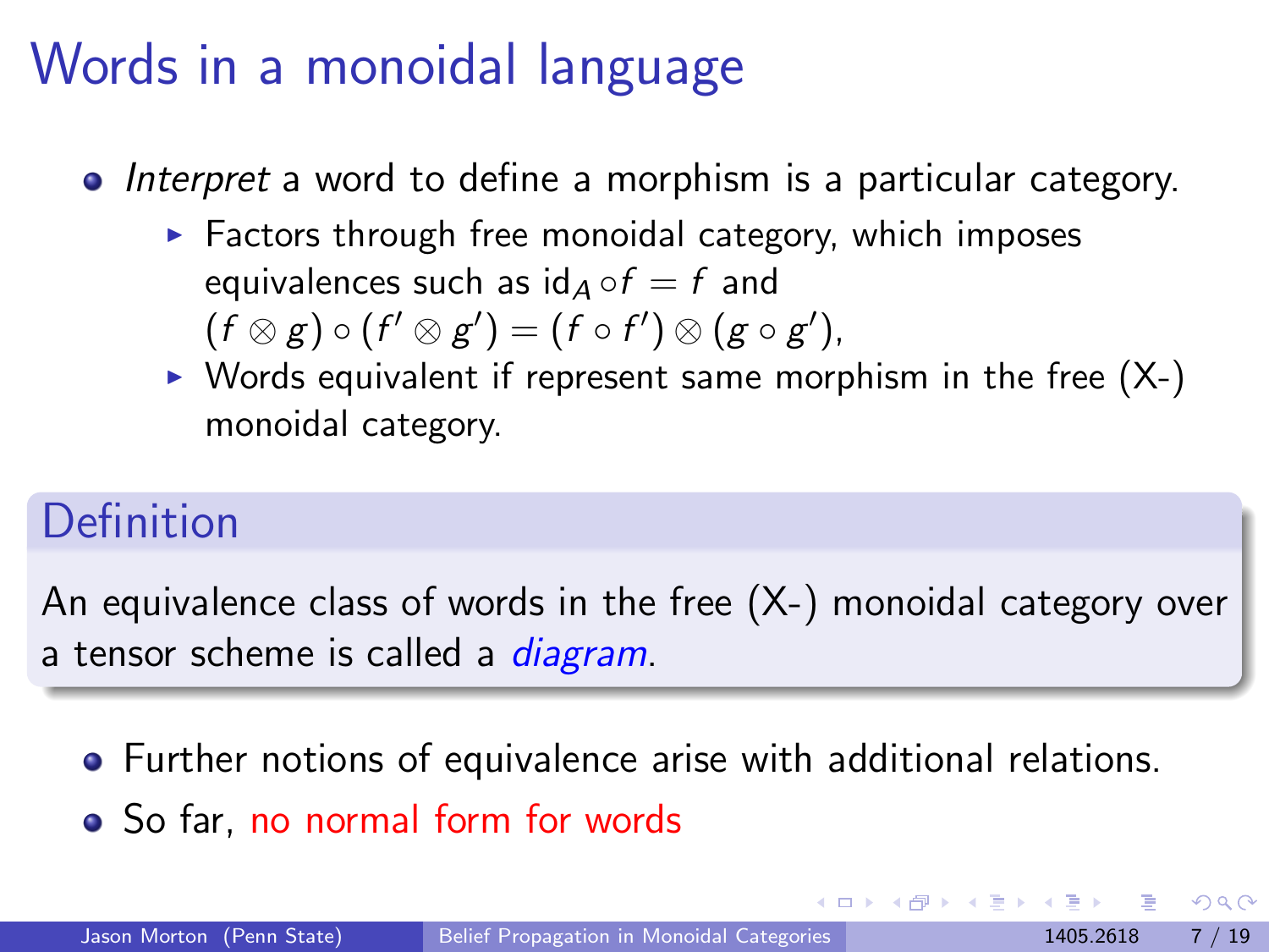# Words in a monoidal language

- *Interpret* a word to define a morphism is a particular category.
  - Factors through free monoidal category, which imposes equivalences such as $\mathrm{id}_A \circ f = f$ and $(f \otimes g) \circ (f' \otimes g') = (f \circ f') \otimes (g \circ g')$,
  - Words equivalent if represent same morphism in the free (X-) monoidal category.

**Definition**

An equivalence class of words in the free (X-) monoidal category over a tensor scheme is called a *diagram*.

- Further notions of equivalence arise with additional relations.
- So far, no normal form for words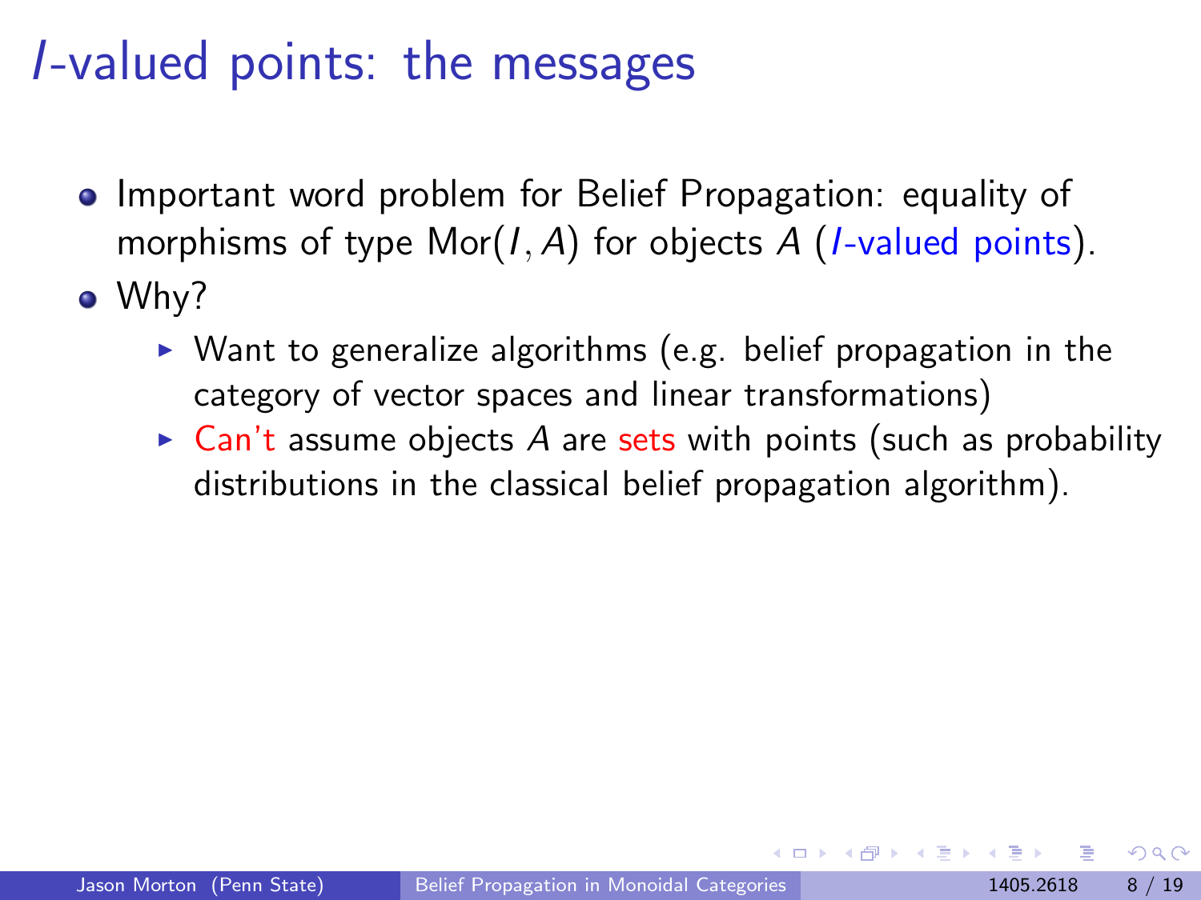# $I$-valued points: the messages

- Important word problem for Belief Propagation: equality of morphisms of type $\text{Mor}(I, A)$ for objects $A$ ($I$-valued points).
- Why?
  - Want to generalize algorithms (e.g. belief propagation in the category of vector spaces and linear transformations)
  - Can't assume objects $A$ are sets with points (such as probability distributions in the classical belief propagation algorithm).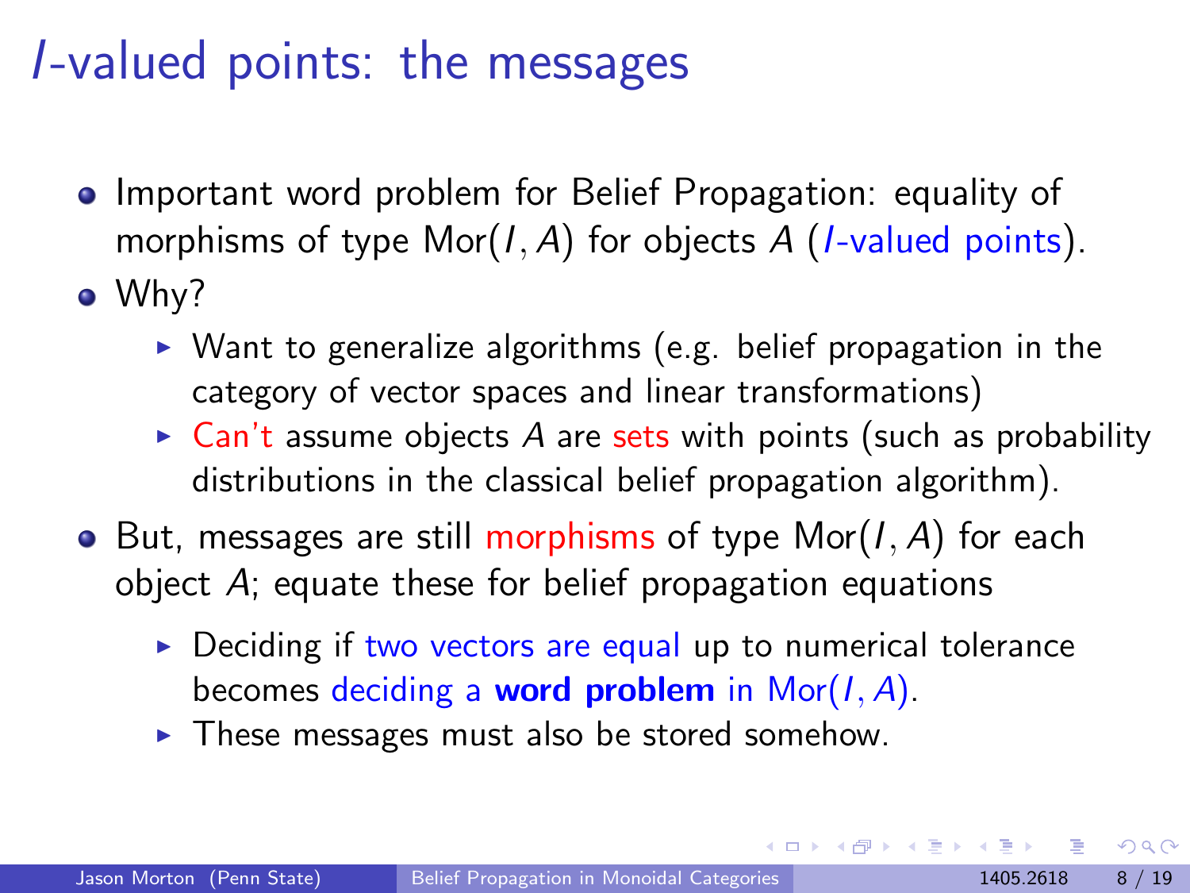# $I$-valued points: the messages

- Important word problem for Belief Propagation: equality of morphisms of type $\text{Mor}(I, A)$ for objects $A$ ($I$-valued points).
- Why?
  - Want to generalize algorithms (e.g. belief propagation in the category of vector spaces and linear transformations)
  - Can't assume objects $A$ are sets with points (such as probability distributions in the classical belief propagation algorithm).
- But, messages are still morphisms of type $\text{Mor}(I, A)$ for each object $A$; equate these for belief propagation equations
  - Deciding if two vectors are equal up to numerical tolerance becomes deciding a **word problem** in $\text{Mor}(I, A)$.
  - These messages must also be stored somehow.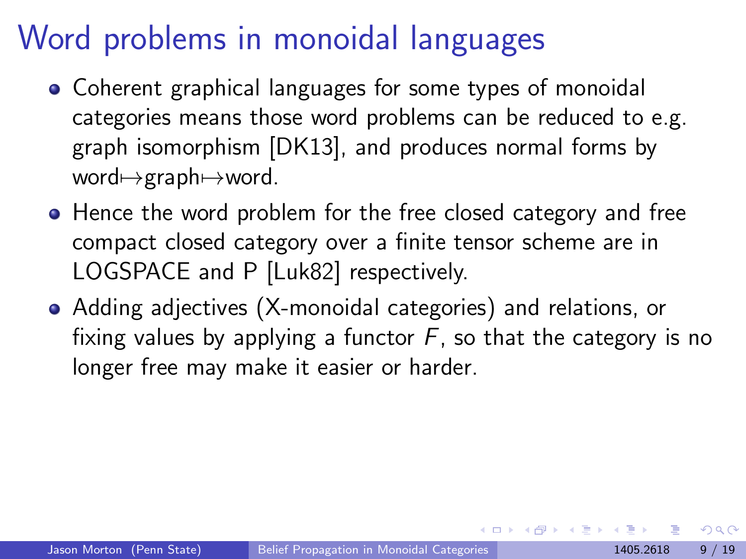# Word problems in monoidal languages

- Coherent graphical languages for some types of monoidal categories means those word problems can be reduced to e.g. graph isomorphism [DK13], and produces normal forms by word$\mapsto$graph$\mapsto$word.
- Hence the word problem for the free closed category and free compact closed category over a finite tensor scheme are in LOGSPACE and P [Luk82] respectively.
- Adding adjectives (X-monoidal categories) and relations, or fixing values by applying a functor $F$, so that the category is no longer free may make it easier or harder.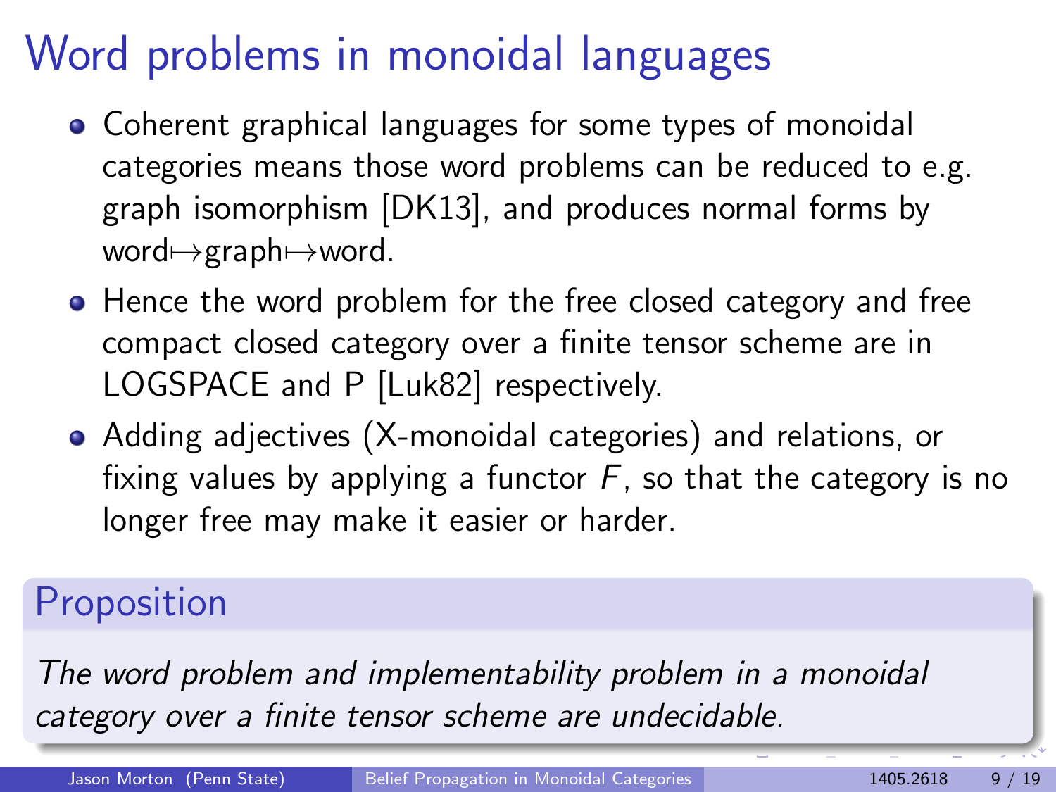# Word problems in monoidal languages

- Coherent graphical languages for some types of monoidal categories means those word problems can be reduced to e.g. graph isomorphism [DK13], and produces normal forms by word$\mapsto$graph$\mapsto$word.
- Hence the word problem for the free closed category and free compact closed category over a finite tensor scheme are in LOGSPACE and P [Luk82] respectively.
- Adding adjectives (X-monoidal categories) and relations, or fixing values by applying a functor $F$, so that the category is no longer free may make it easier or harder.

## Proposition

*The word problem and implementability problem in a monoidal category over a finite tensor scheme are undecidable.*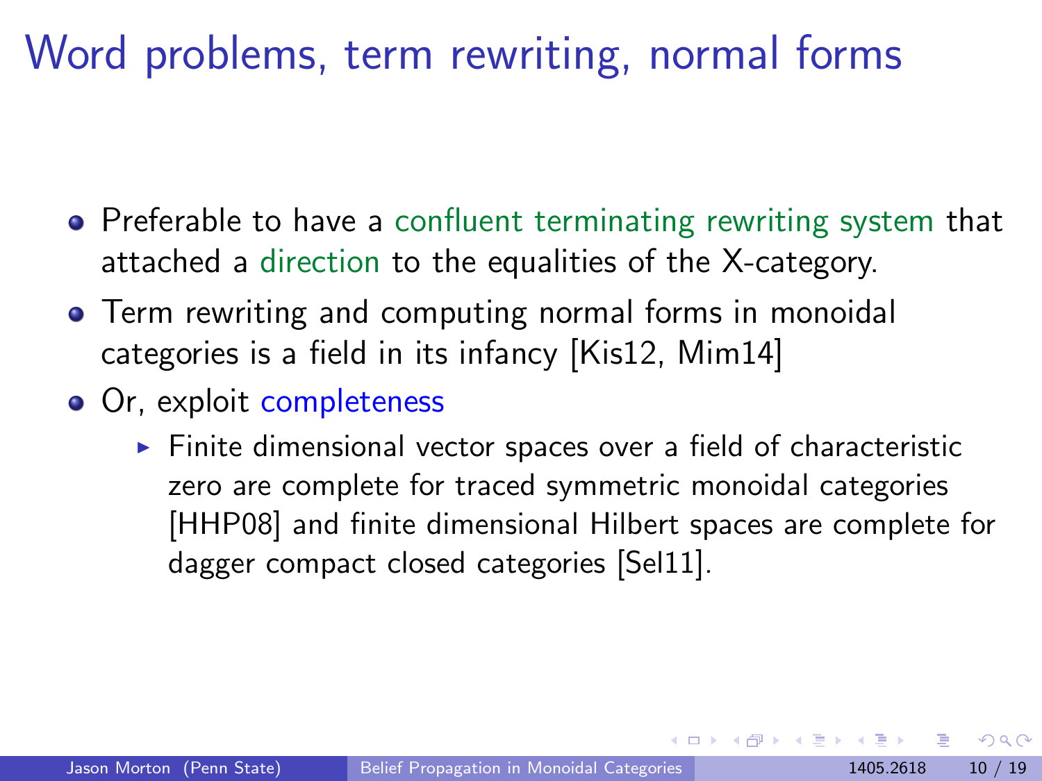# Word problems, term rewriting, normal forms

- Preferable to have a confluent terminating rewriting system that attached a direction to the equalities of the X-category.
- Term rewriting and computing normal forms in monoidal categories is a field in its infancy [Kis12, Mim14]
- Or, exploit completeness
  - Finite dimensional vector spaces over a field of characteristic zero are complete for traced symmetric monoidal categories [HHP08] and finite dimensional Hilbert spaces are complete for dagger compact closed categories [Sel11].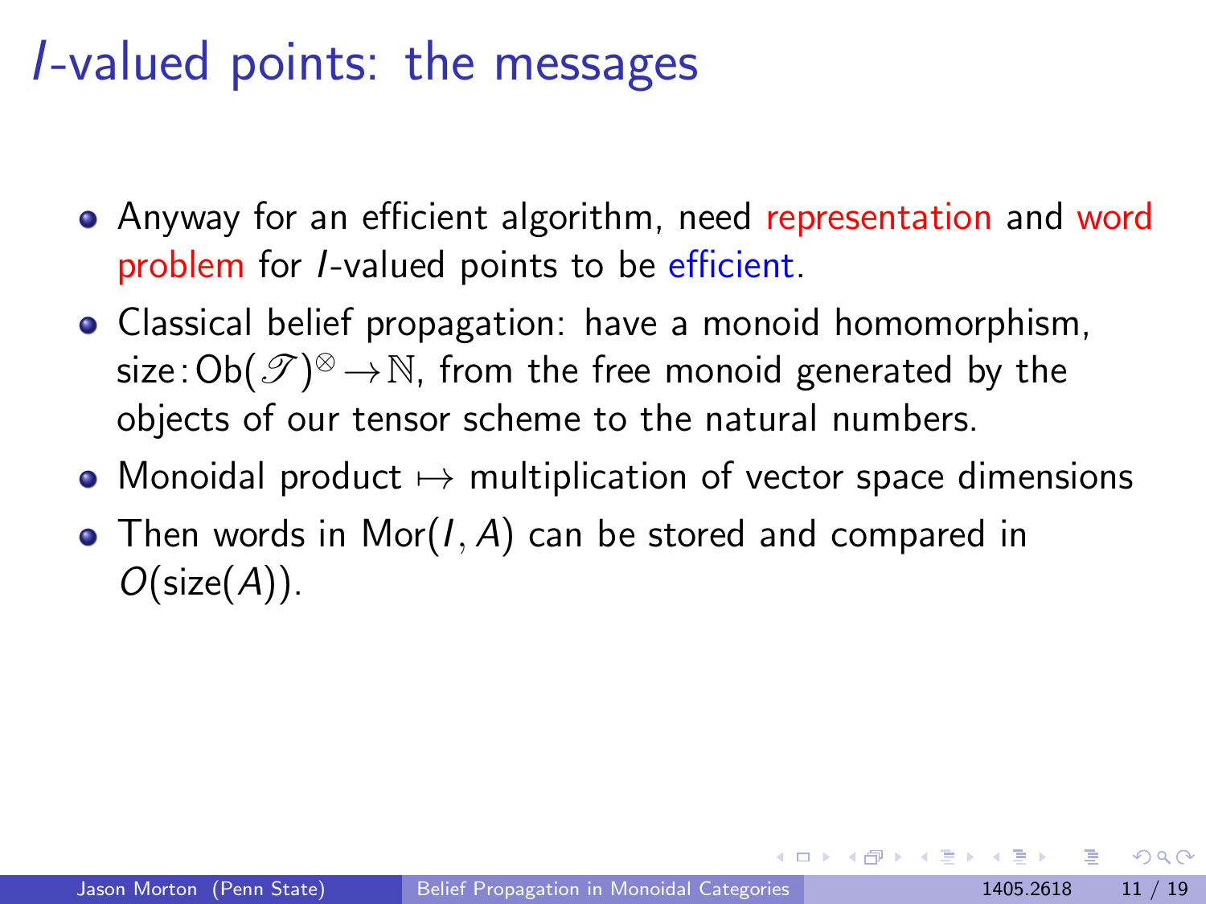# $I$-valued points: the messages

- Anyway for an efficient algorithm, need representation and word problem for $I$-valued points to be efficient.
- Classical belief propagation: have a monoid homomorphism, $\text{size}\colon \text{Ob}(\mathscr{T})^{\otimes} \to \mathbb{N}$, from the free monoid generated by the objects of our tensor scheme to the natural numbers.
- Monoidal product $\mapsto$ multiplication of vector space dimensions
- Then words in $\text{Mor}(I, A)$ can be stored and compared in $O(\text{size}(A))$.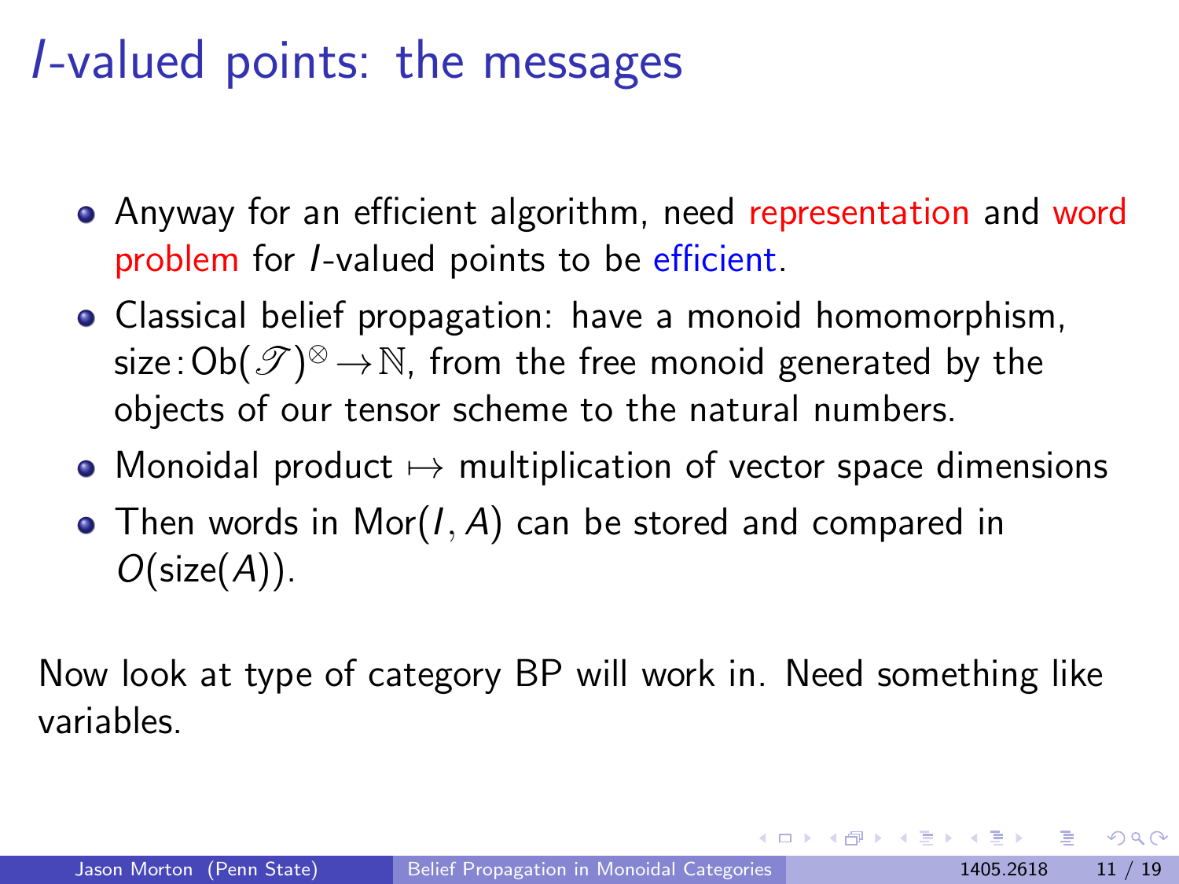# $I$-valued points: the messages

- Anyway for an efficient algorithm, need representation and word problem for $I$-valued points to be efficient.
- Classical belief propagation: have a monoid homomorphism, $\text{size}\colon \text{Ob}(\mathscr{T})^{\otimes} \to \mathbb{N}$, from the free monoid generated by the objects of our tensor scheme to the natural numbers.
- Monoidal product $\mapsto$ multiplication of vector space dimensions
- Then words in $\text{Mor}(I, A)$ can be stored and compared in $O(\text{size}(A))$.

Now look at type of category BP will work in. Need something like variables.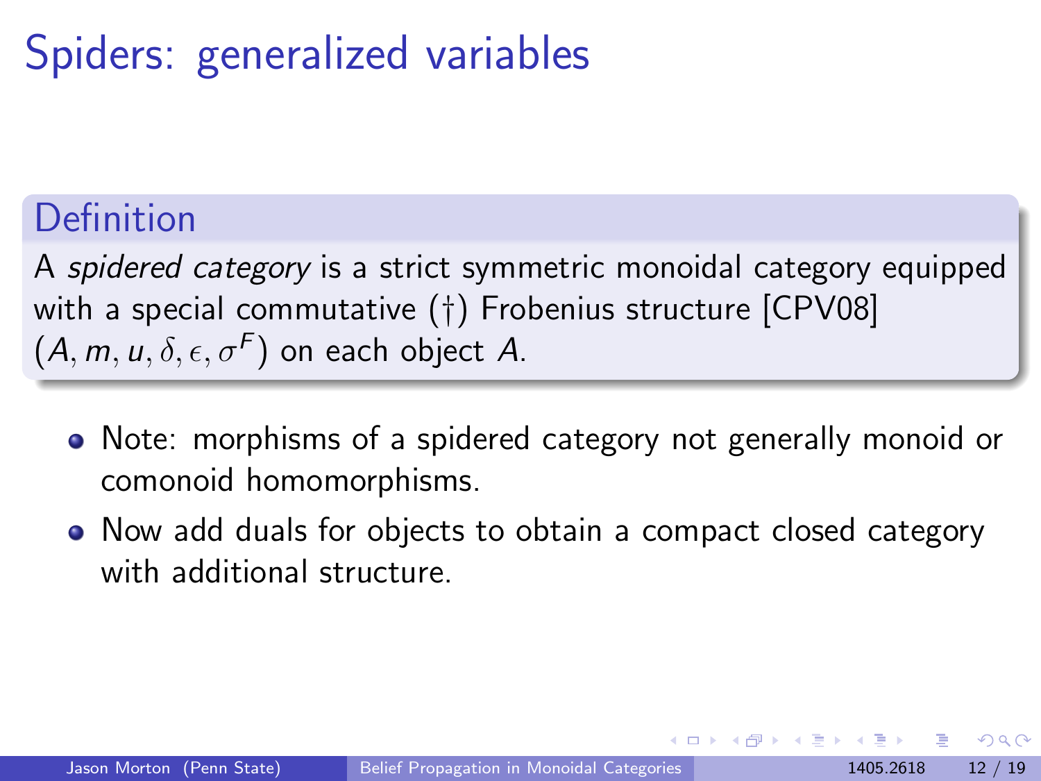# Spiders: generalized variables

## Definition

A *spidered category* is a strict symmetric monoidal category equipped with a special commutative (†) Frobenius structure [CPV08] $(A, m, u, \delta, \epsilon, \sigma^F)$ on each object $A$.

- Note: morphisms of a spidered category not generally monoid or comonoid homomorphisms.
- Now add duals for objects to obtain a compact closed category with additional structure.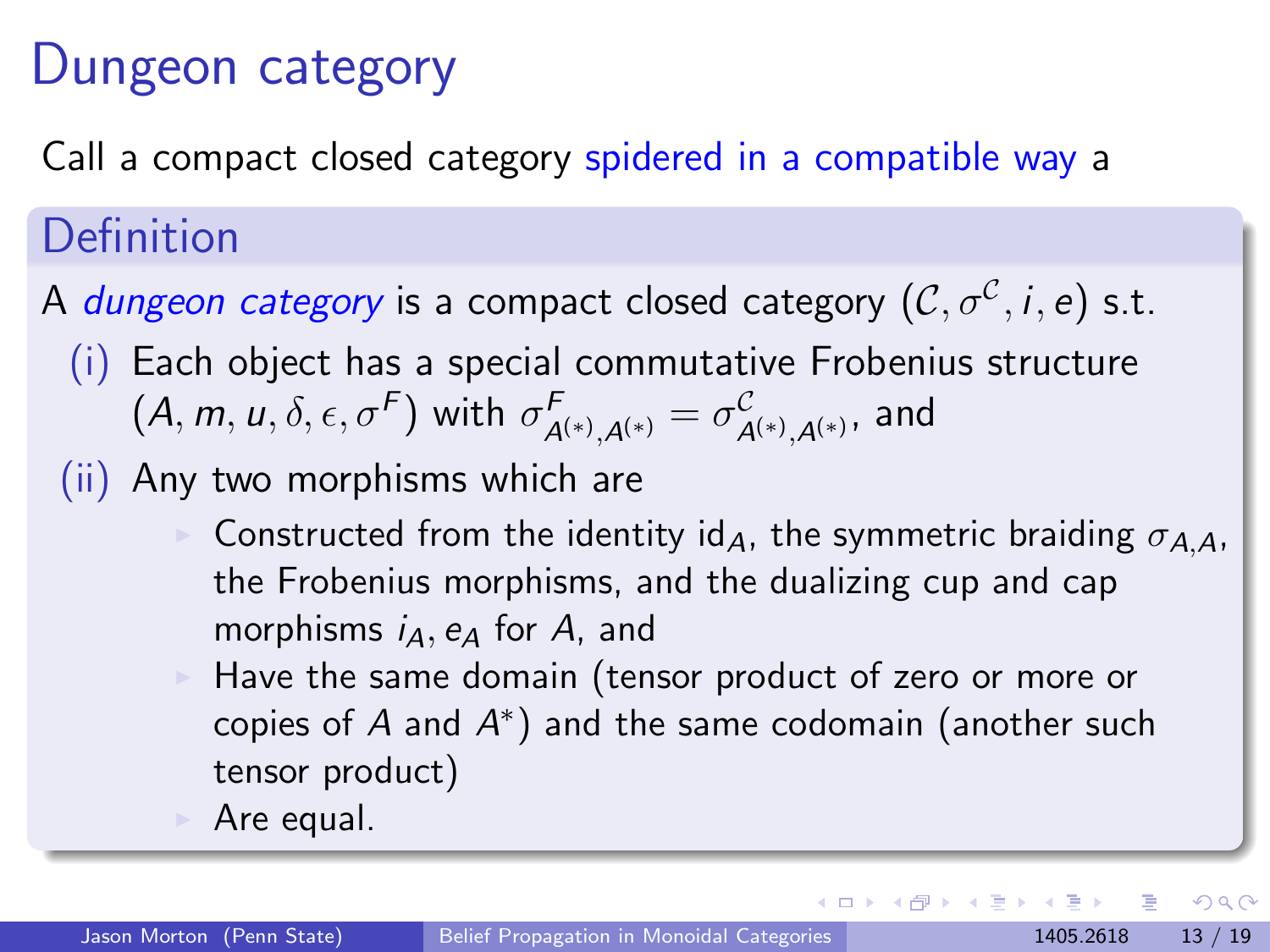# Dungeon category

Call a compact closed category spidered in a compatible way a

## Definition

A *dungeon category* is a compact closed category $(\mathcal{C}, \sigma^{\mathcal{C}}, i, e)$ s.t.

(i) Each object has a special commutative Frobenius structure $(A, m, u, \delta, \epsilon, \sigma^F)$ with $\sigma^F_{A^{(*)},A^{(*)}} = \sigma^{\mathcal{C}}_{A^{(*)},A^{(*)}}$, and

(ii) Any two morphisms which are

- Constructed from the identity $\mathrm{id}_A$, the symmetric braiding $\sigma_{A,A}$, the Frobenius morphisms, and the dualizing cup and cap morphisms $i_A, e_A$ for $A$, and
- Have the same domain (tensor product of zero or more or copies of $A$ and $A^*$) and the same codomain (another such tensor product)
- Are equal.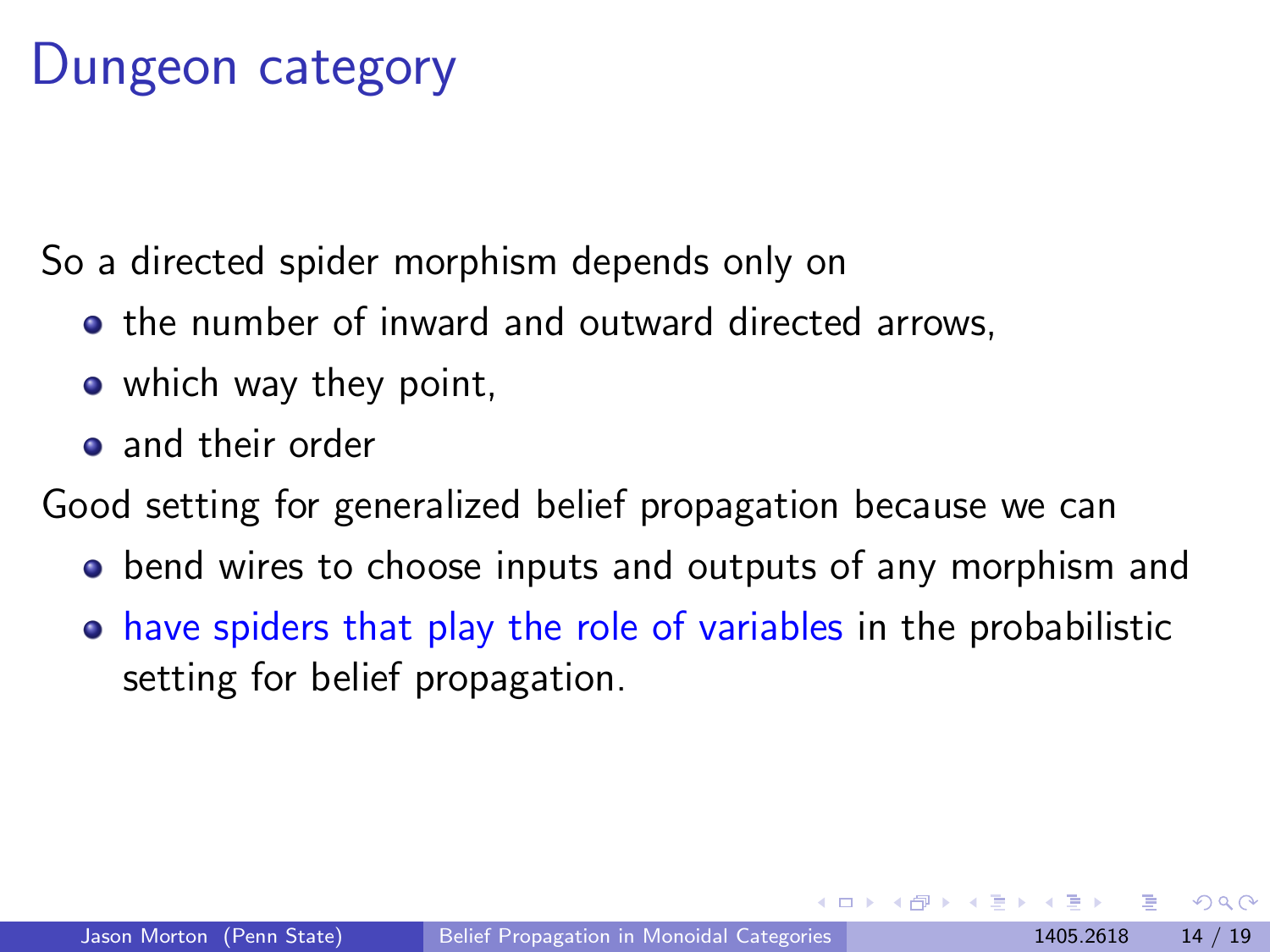# Dungeon category

So a directed spider morphism depends only on

- the number of inward and outward directed arrows,
- which way they point,
- and their order

Good setting for generalized belief propagation because we can

- bend wires to choose inputs and outputs of any morphism and
- have spiders that play the role of variables in the probabilistic setting for belief propagation.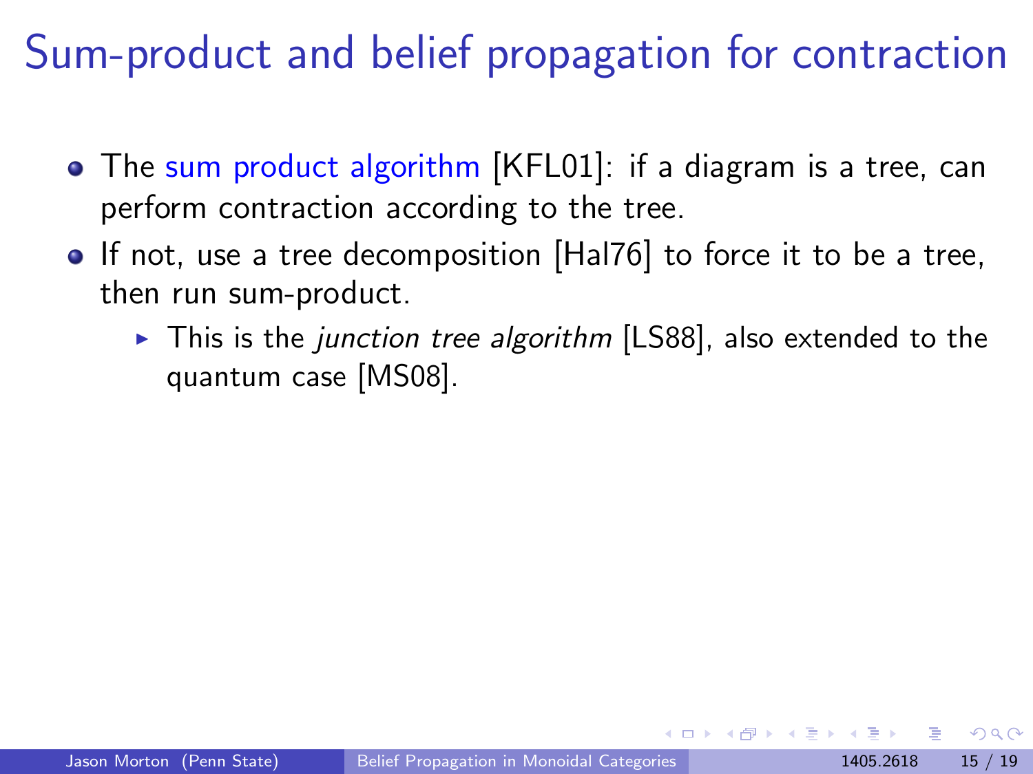# Sum-product and belief propagation for contraction

- The sum product algorithm [KFL01]: if a diagram is a tree, can perform contraction according to the tree.
- If not, use a tree decomposition [Hal76] to force it to be a tree, then run sum-product.
  - This is the *junction tree algorithm* [LS88], also extended to the quantum case [MS08].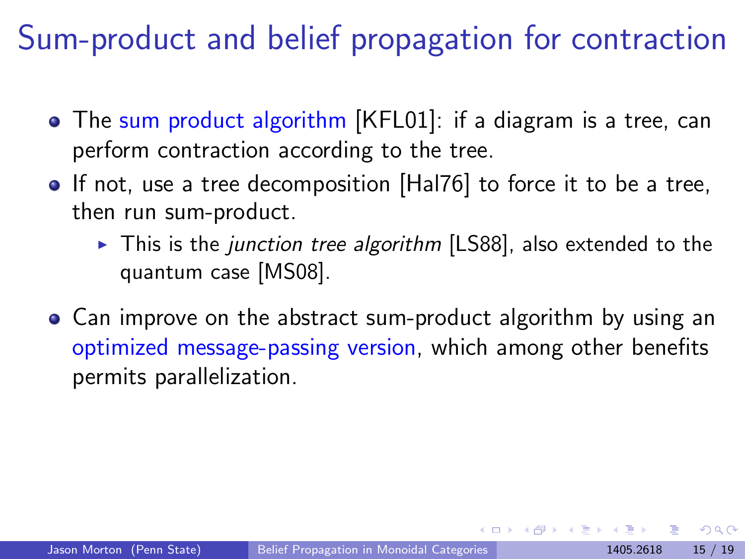# Sum-product and belief propagation for contraction

- The sum product algorithm [KFL01]: if a diagram is a tree, can perform contraction according to the tree.
- If not, use a tree decomposition [Hal76] to force it to be a tree, then run sum-product.
  - This is the *junction tree algorithm* [LS88], also extended to the quantum case [MS08].
- Can improve on the abstract sum-product algorithm by using an optimized message-passing version, which among other benefits permits parallelization.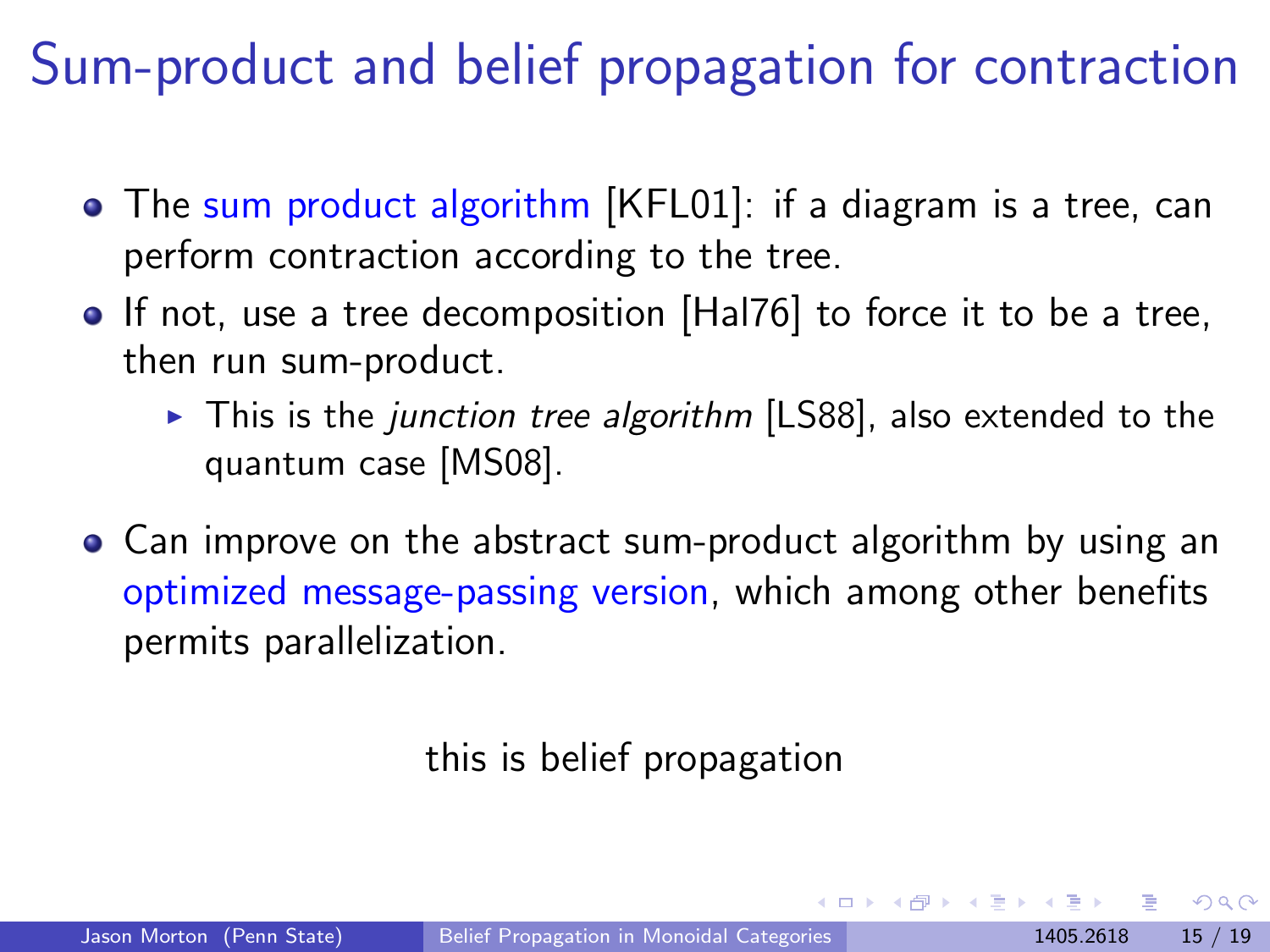# Sum-product and belief propagation for contraction

- The sum product algorithm [KFL01]: if a diagram is a tree, can perform contraction according to the tree.
- If not, use a tree decomposition [Hal76] to force it to be a tree, then run sum-product.
  - This is the *junction tree algorithm* [LS88], also extended to the quantum case [MS08].
- Can improve on the abstract sum-product algorithm by using an optimized message-passing version, which among other benefits permits parallelization.

this is belief propagation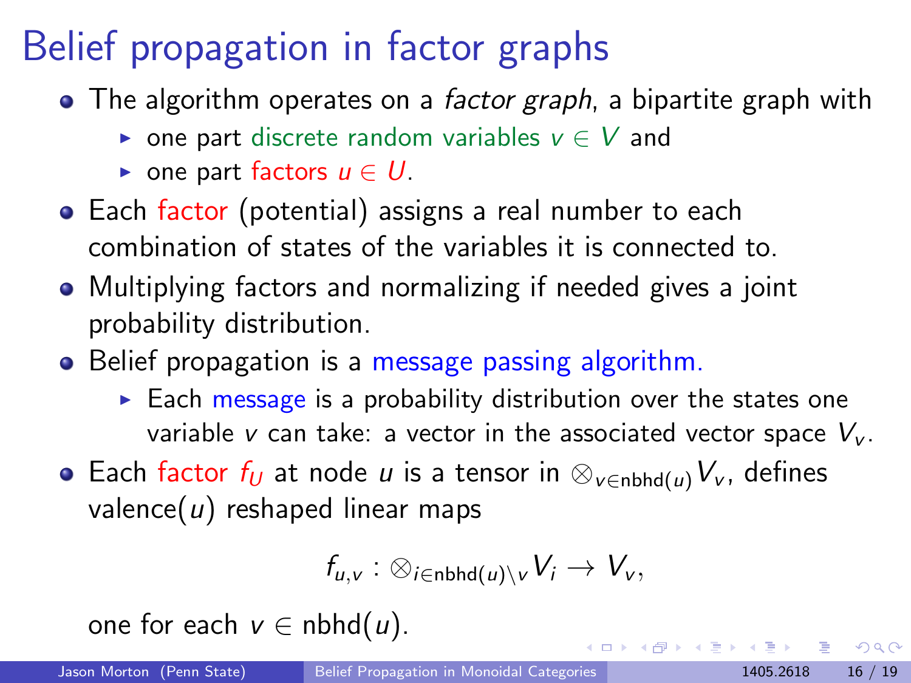# Belief propagation in factor graphs

- The algorithm operates on a *factor graph*, a bipartite graph with
  - one part discrete random variables $v \in V$ and
  - one part factors $u \in U$.
- Each factor (potential) assigns a real number to each combination of states of the variables it is connected to.
- Multiplying factors and normalizing if needed gives a joint probability distribution.
- Belief propagation is a message passing algorithm.
  - Each message is a probability distribution over the states one variable $v$ can take: a vector in the associated vector space $V_v$.
- Each factor $f_U$ at node $u$ is a tensor in $\otimes_{v \in \mathrm{nbhd}(u)} V_v$, defines valence$(u)$ reshaped linear maps

$$f_{u,v} : \otimes_{i \in \mathrm{nbhd}(u) \setminus v} V_i \to V_v,$$

one for each $v \in \mathrm{nbhd}(u)$.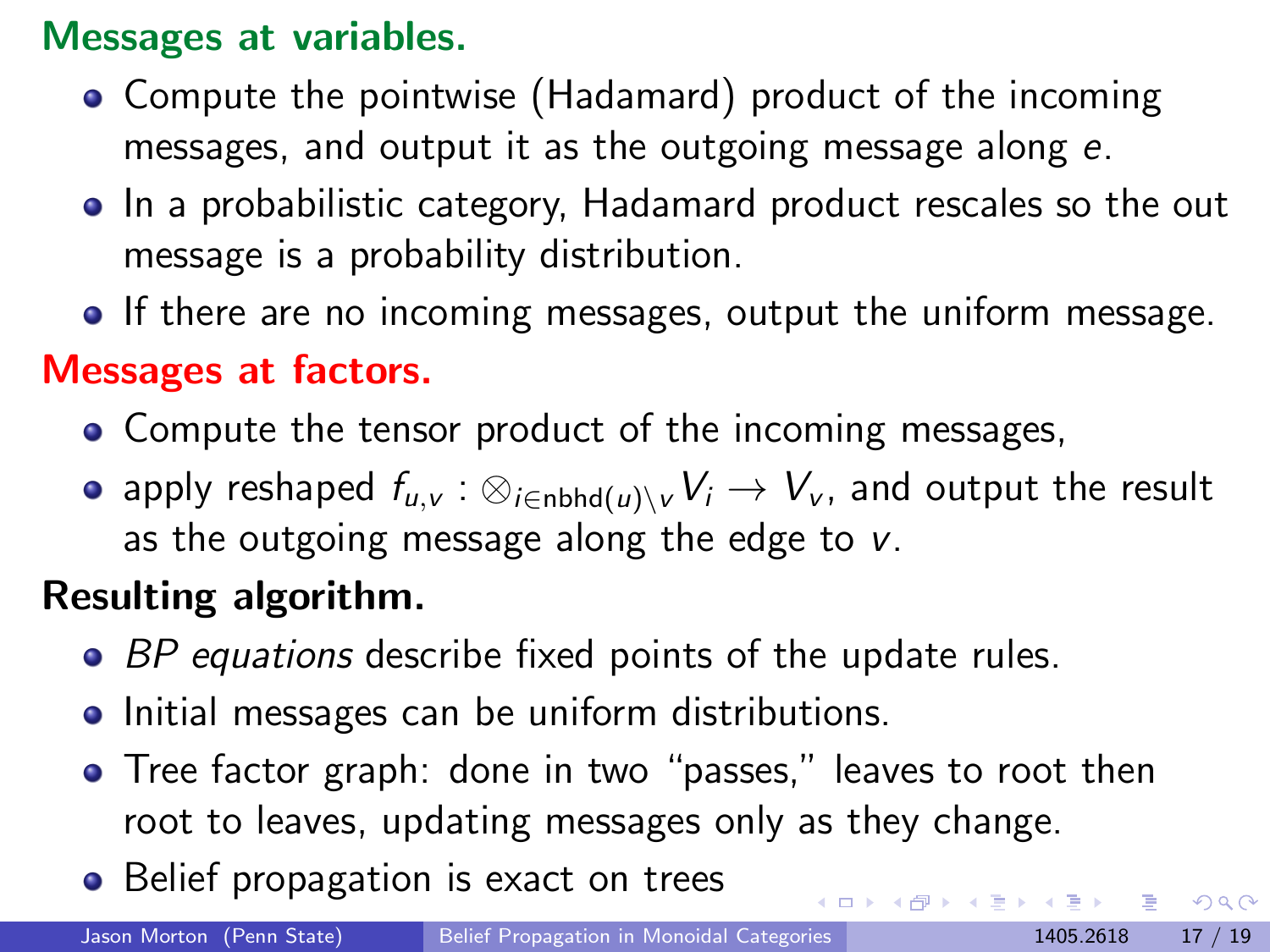**Messages at variables.**

- Compute the pointwise (Hadamard) product of the incoming messages, and output it as the outgoing message along $e$.
- In a probabilistic category, Hadamard product rescales so the out message is a probability distribution.
- If there are no incoming messages, output the uniform message.

**Messages at factors.**

- Compute the tensor product of the incoming messages,
- apply reshaped $f_{u,v} : \otimes_{i \in \text{nbhd}(u) \setminus v} V_i \to V_v$, and output the result as the outgoing message along the edge to $v$.

**Resulting algorithm.**

- *BP equations* describe fixed points of the update rules.
- Initial messages can be uniform distributions.
- Tree factor graph: done in two "passes," leaves to root then root to leaves, updating messages only as they change.
- Belief propagation is exact on trees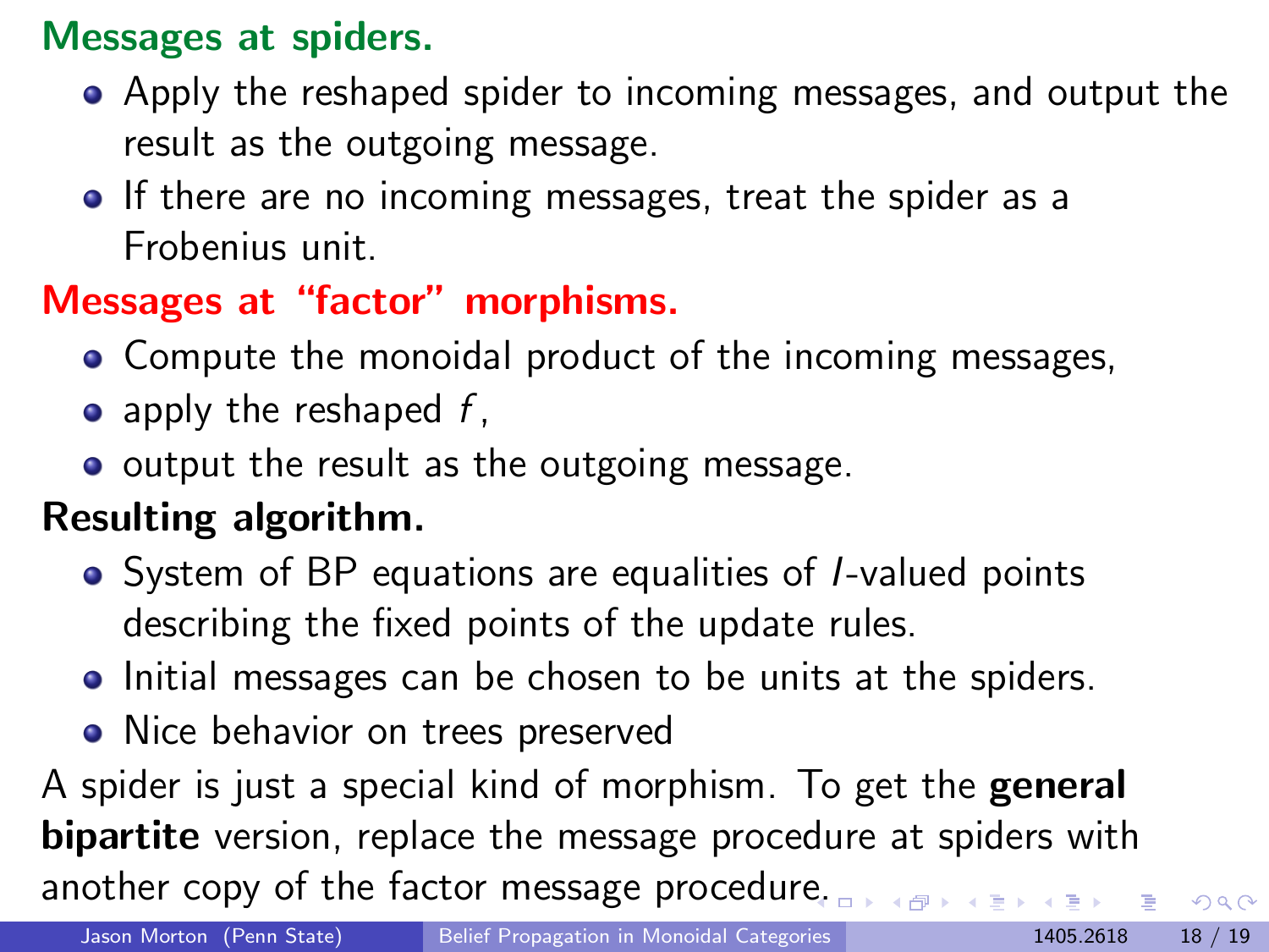**Messages at spiders.**

- Apply the reshaped spider to incoming messages, and output the result as the outgoing message.
- If there are no incoming messages, treat the spider as a Frobenius unit.

**Messages at "factor" morphisms.**

- Compute the monoidal product of the incoming messages,
- apply the reshaped $f$,
- output the result as the outgoing message.

**Resulting algorithm.**

- System of BP equations are equalities of $I$-valued points describing the fixed points of the update rules.
- Initial messages can be chosen to be units at the spiders.
- Nice behavior on trees preserved

A spider is just a special kind of morphism. To get the **general bipartite** version, replace the message procedure at spiders with another copy of the factor message procedure.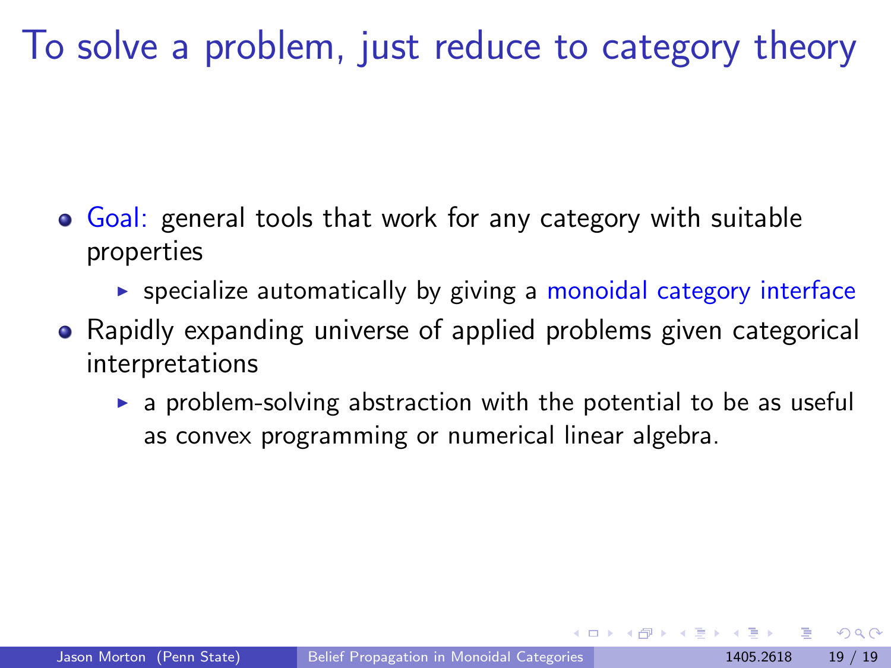# To solve a problem, just reduce to category theory

- Goal: general tools that work for any category with suitable properties
  - specialize automatically by giving a monoidal category interface
- Rapidly expanding universe of applied problems given categorical interpretations
  - a problem-solving abstraction with the potential to be as useful as convex programming or numerical linear algebra.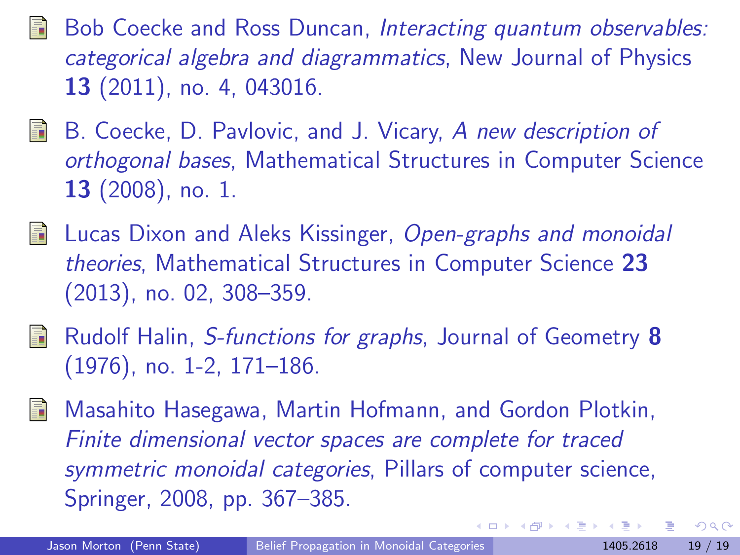- Bob Coecke and Ross Duncan, *Interacting quantum observables: categorical algebra and diagrammatics*, New Journal of Physics **13** (2011), no. 4, 043016.

- B. Coecke, D. Pavlovic, and J. Vicary, *A new description of orthogonal bases*, Mathematical Structures in Computer Science **13** (2008), no. 1.

- Lucas Dixon and Aleks Kissinger, *Open-graphs and monoidal theories*, Mathematical Structures in Computer Science **23** (2013), no. 02, 308–359.

- Rudolf Halin, *S-functions for graphs*, Journal of Geometry **8** (1976), no. 1-2, 171–186.

- Masahito Hasegawa, Martin Hofmann, and Gordon Plotkin, *Finite dimensional vector spaces are complete for traced symmetric monoidal categories*, Pillars of computer science, Springer, 2008, pp. 367–385.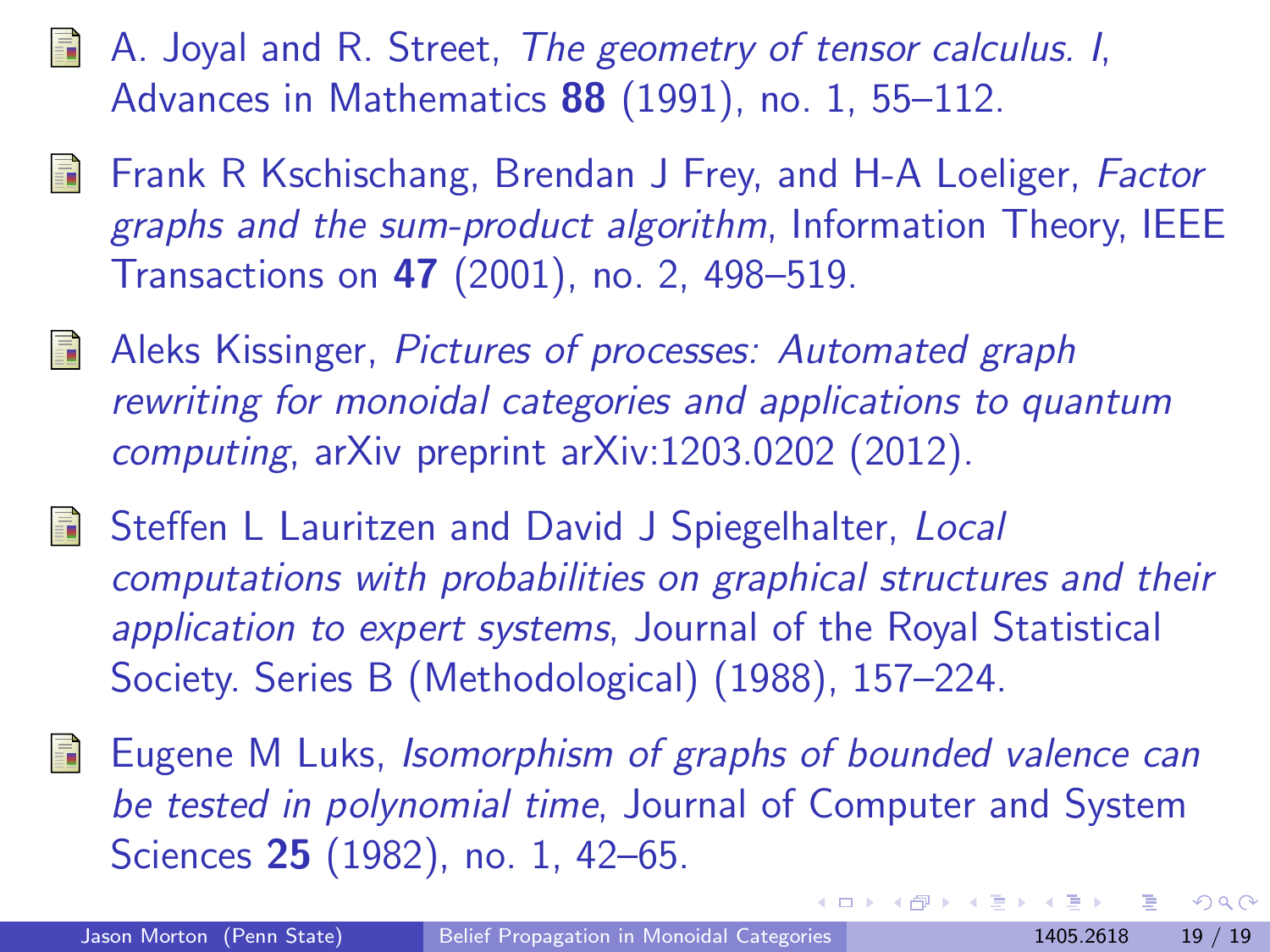- A. Joyal and R. Street, *The geometry of tensor calculus. I*, Advances in Mathematics **88** (1991), no. 1, 55–112.
- Frank R Kschischang, Brendan J Frey, and H-A Loeliger, *Factor graphs and the sum-product algorithm*, Information Theory, IEEE Transactions on **47** (2001), no. 2, 498–519.
- Aleks Kissinger, *Pictures of processes: Automated graph rewriting for monoidal categories and applications to quantum computing*, arXiv preprint arXiv:1203.0202 (2012).
- Steffen L Lauritzen and David J Spiegelhalter, *Local computations with probabilities on graphical structures and their application to expert systems*, Journal of the Royal Statistical Society. Series B (Methodological) (1988), 157–224.
- Eugene M Luks, *Isomorphism of graphs of bounded valence can be tested in polynomial time*, Journal of Computer and System Sciences **25** (1982), no. 1, 42–65.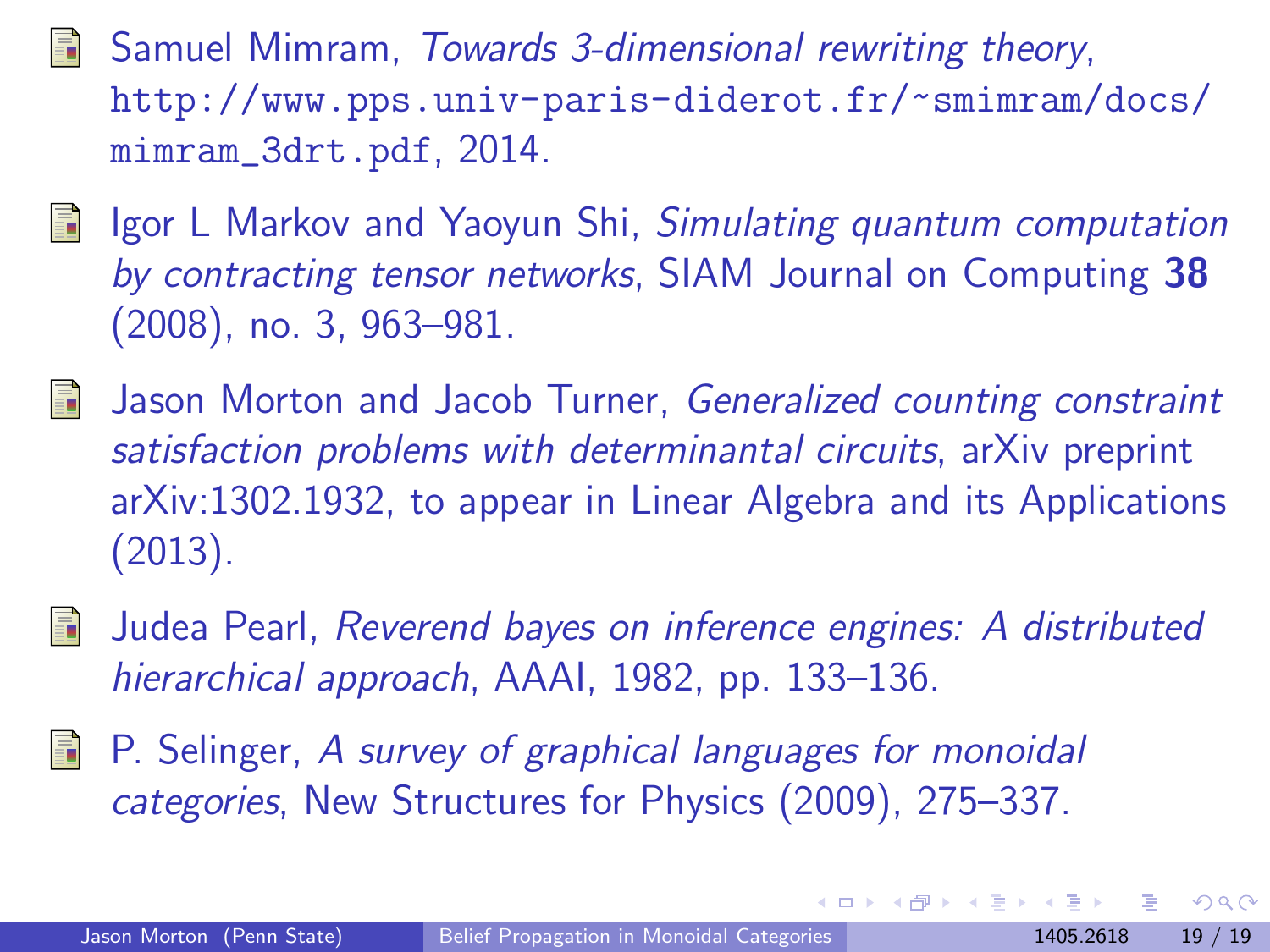- Samuel Mimram, *Towards 3-dimensional rewriting theory*, http://www.pps.univ-paris-diderot.fr/~smimram/docs/mimram_3drt.pdf, 2014.

- Igor L Markov and Yaoyun Shi, *Simulating quantum computation by contracting tensor networks*, SIAM Journal on Computing **38** (2008), no. 3, 963–981.

- Jason Morton and Jacob Turner, *Generalized counting constraint satisfaction problems with determinantal circuits*, arXiv preprint arXiv:1302.1932, to appear in Linear Algebra and its Applications (2013).

- Judea Pearl, *Reverend bayes on inference engines: A distributed hierarchical approach*, AAAI, 1982, pp. 133–136.

- P. Selinger, *A survey of graphical languages for monoidal categories*, New Structures for Physics (2009), 275–337.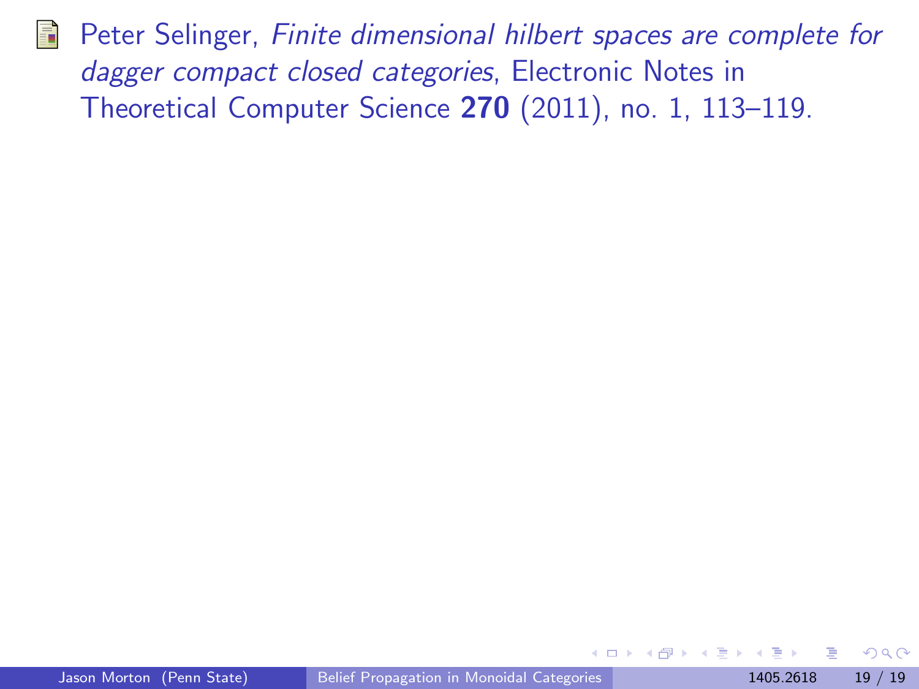Peter Selinger, *Finite dimensional hilbert spaces are complete for dagger compact closed categories*, Electronic Notes in Theoretical Computer Science **270** (2011), no. 1, 113–119.